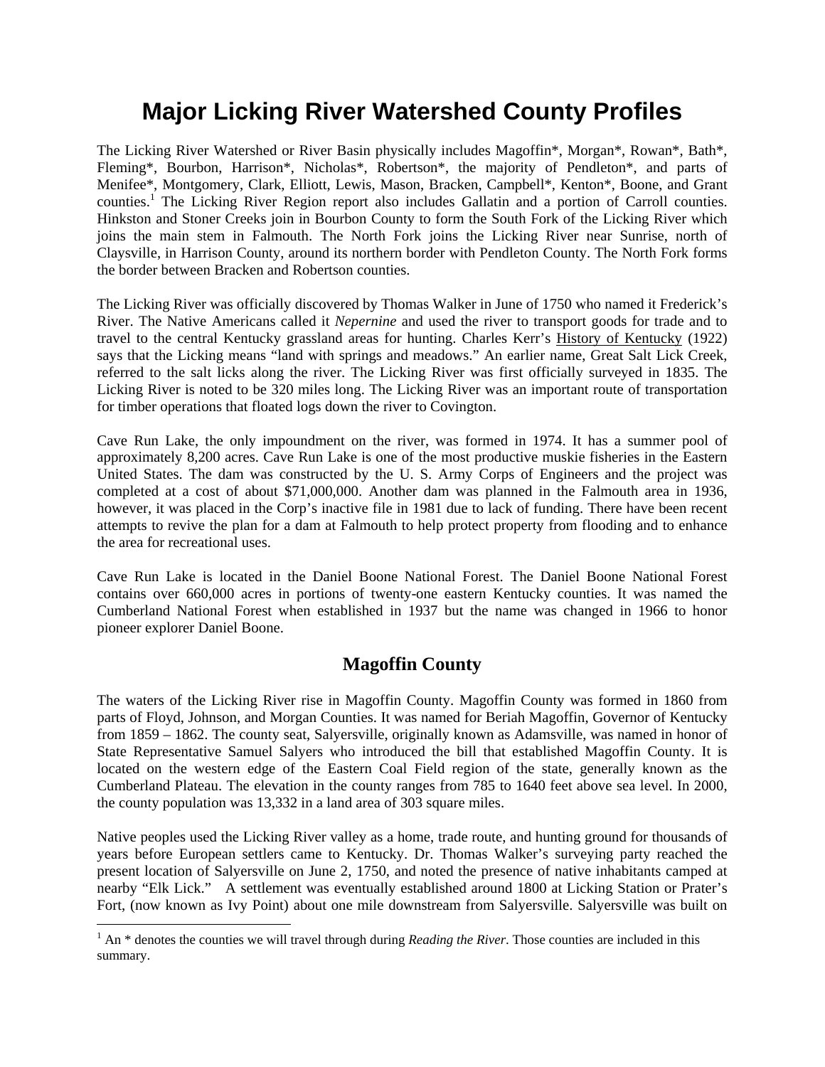# Major Licking River Watershed County Profiles

The Licking River Watershed or River Basin physically includes Magoffin*, Morgan*, Rowan*, Bath*, Fleming*, Bourbon, Harrison*, Nicholas*, Robertson*, the majority of Pendleton*, and parts of Menifee*, Montgomery, Clark, Elliott, Lewis, Mason, Bracken, Campbell*, Kenton*, Boone, and Grant counties.[1] The Licking River Region report also includes Gallatin and a portion of Carroll counties. Hinkston and Stoner Creeks join in Bourbon County to form the South Fork of the Licking River which joins the main stem in Falmouth. The North Fork joins the Licking River near Sunrise, north of Claysville, in Harrison County, around its northern border with Pendleton County. The North Fork forms the border between Bracken and Robertson counties.

The Licking River was officially discovered by Thomas Walker in June of 1750 who named it Frederick's River. The Native Americans called it *Nepernine* and used the river to transport goods for trade and to travel to the central Kentucky grassland areas for hunting. Charles Kerr's History of Kentucky (1922) says that the Licking means "land with springs and meadows." An earlier name, Great Salt Lick Creek, referred to the salt licks along the river. The Licking River was first officially surveyed in 1835. The Licking River is noted to be 320 miles long. The Licking River was an important route of transportation for timber operations that floated logs down the river to Covington.

Cave Run Lake, the only impoundment on the river, was formed in 1974. It has a summer pool of approximately 8,200 acres. Cave Run Lake is one of the most productive muskie fisheries in the Eastern United States. The dam was constructed by the U. S. Army Corps of Engineers and the project was completed at a cost of about $71,000,000. Another dam was planned in the Falmouth area in 1936, however, it was placed in the Corp's inactive file in 1981 due to lack of funding. There have been recent attempts to revive the plan for a dam at Falmouth to help protect property from flooding and to enhance the area for recreational uses.

Cave Run Lake is located in the Daniel Boone National Forest. The Daniel Boone National Forest contains over 660,000 acres in portions of twenty-one eastern Kentucky counties. It was named the Cumberland National Forest when established in 1937 but the name was changed in 1966 to honor pioneer explorer Daniel Boone.

## Magoffin County

The waters of the Licking River rise in Magoffin County. Magoffin County was formed in 1860 from parts of Floyd, Johnson, and Morgan Counties. It was named for Beriah Magoffin, Governor of Kentucky from 1859 – 1862. The county seat, Salyersville, originally known as Adamsville, was named in honor of State Representative Samuel Salyers who introduced the bill that established Magoffin County. It is located on the western edge of the Eastern Coal Field region of the state, generally known as the Cumberland Plateau. The elevation in the county ranges from 785 to 1640 feet above sea level. In 2000, the county population was 13,332 in a land area of 303 square miles.

Native peoples used the Licking River valley as a home, trade route, and hunting ground for thousands of years before European settlers came to Kentucky. Dr. Thomas Walker's surveying party reached the present location of Salyersville on June 2, 1750, and noted the presence of native inhabitants camped at nearby "Elk Lick." A settlement was eventually established around 1800 at Licking Station or Prater's Fort, (now known as Ivy Point) about one mile downstream from Salyersville. Salyersville was built on

[1] An * denotes the counties we will travel through during *Reading the River*. Those counties are included in this summary.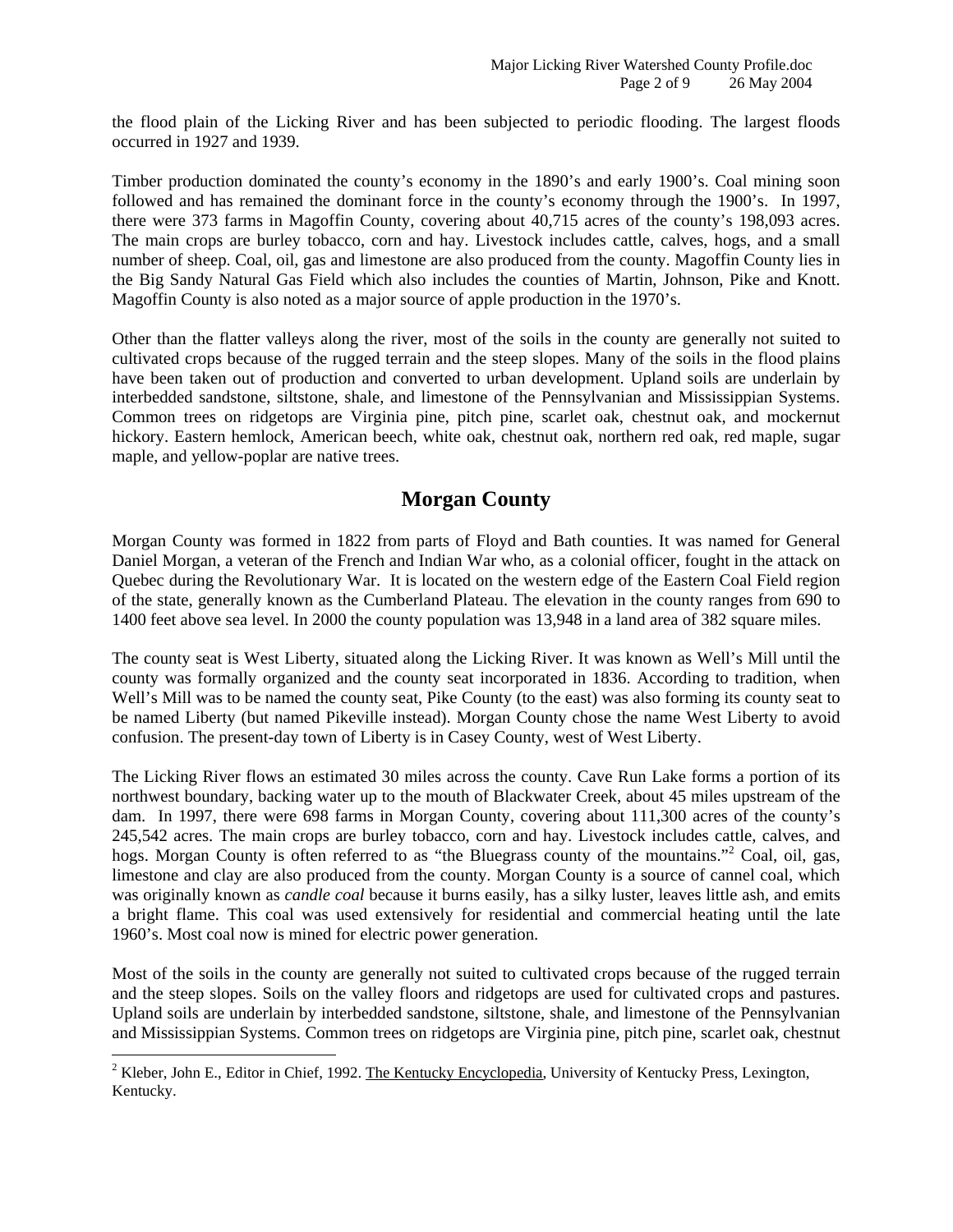the flood plain of the Licking River and has been subjected to periodic flooding. The largest floods occurred in 1927 and 1939.

Timber production dominated the county's economy in the 1890's and early 1900's. Coal mining soon followed and has remained the dominant force in the county's economy through the 1900's. In 1997, there were 373 farms in Magoffin County, covering about 40,715 acres of the county's 198,093 acres. The main crops are burley tobacco, corn and hay. Livestock includes cattle, calves, hogs, and a small number of sheep. Coal, oil, gas and limestone are also produced from the county. Magoffin County lies in the Big Sandy Natural Gas Field which also includes the counties of Martin, Johnson, Pike and Knott. Magoffin County is also noted as a major source of apple production in the 1970's.

Other than the flatter valleys along the river, most of the soils in the county are generally not suited to cultivated crops because of the rugged terrain and the steep slopes. Many of the soils in the flood plains have been taken out of production and converted to urban development. Upland soils are underlain by interbedded sandstone, siltstone, shale, and limestone of the Pennsylvanian and Mississippian Systems. Common trees on ridgetops are Virginia pine, pitch pine, scarlet oak, chestnut oak, and mockernut hickory. Eastern hemlock, American beech, white oak, chestnut oak, northern red oak, red maple, sugar maple, and yellow-poplar are native trees.

## Morgan County

Morgan County was formed in 1822 from parts of Floyd and Bath counties. It was named for General Daniel Morgan, a veteran of the French and Indian War who, as a colonial officer, fought in the attack on Quebec during the Revolutionary War. It is located on the western edge of the Eastern Coal Field region of the state, generally known as the Cumberland Plateau. The elevation in the county ranges from 690 to 1400 feet above sea level. In 2000 the county population was 13,948 in a land area of 382 square miles.

The county seat is West Liberty, situated along the Licking River. It was known as Well's Mill until the county was formally organized and the county seat incorporated in 1836. According to tradition, when Well's Mill was to be named the county seat, Pike County (to the east) was also forming its county seat to be named Liberty (but named Pikeville instead). Morgan County chose the name West Liberty to avoid confusion. The present-day town of Liberty is in Casey County, west of West Liberty.

The Licking River flows an estimated 30 miles across the county. Cave Run Lake forms a portion of its northwest boundary, backing water up to the mouth of Blackwater Creek, about 45 miles upstream of the dam. In 1997, there were 698 farms in Morgan County, covering about 111,300 acres of the county's 245,542 acres. The main crops are burley tobacco, corn and hay. Livestock includes cattle, calves, and hogs. Morgan County is often referred to as "the Bluegrass county of the mountains."[2] Coal, oil, gas, limestone and clay are also produced from the county. Morgan County is a source of cannel coal, which was originally known as *candle coal* because it burns easily, has a silky luster, leaves little ash, and emits a bright flame. This coal was used extensively for residential and commercial heating until the late 1960's. Most coal now is mined for electric power generation.

Most of the soils in the county are generally not suited to cultivated crops because of the rugged terrain and the steep slopes. Soils on the valley floors and ridgetops are used for cultivated crops and pastures. Upland soils are underlain by interbedded sandstone, siltstone, shale, and limestone of the Pennsylvanian and Mississippian Systems. Common trees on ridgetops are Virginia pine, pitch pine, scarlet oak, chestnut

---

[2] Kleber, John E., Editor in Chief, 1992. The Kentucky Encyclopedia, University of Kentucky Press, Lexington, Kentucky.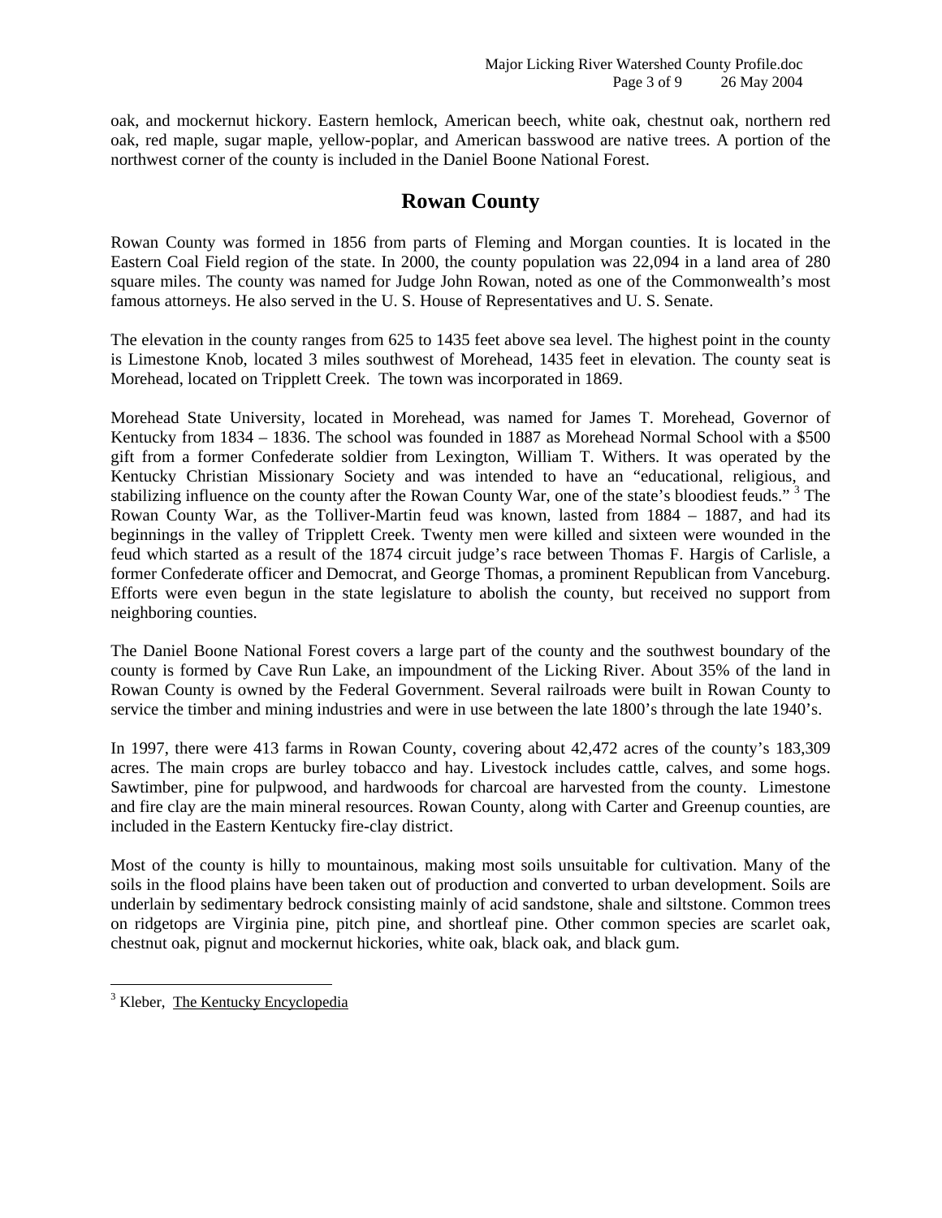oak, and mockernut hickory. Eastern hemlock, American beech, white oak, chestnut oak, northern red oak, red maple, sugar maple, yellow-poplar, and American basswood are native trees. A portion of the northwest corner of the county is included in the Daniel Boone National Forest.

## Rowan County

Rowan County was formed in 1856 from parts of Fleming and Morgan counties. It is located in the Eastern Coal Field region of the state. In 2000, the county population was 22,094 in a land area of 280 square miles. The county was named for Judge John Rowan, noted as one of the Commonwealth's most famous attorneys. He also served in the U. S. House of Representatives and U. S. Senate.

The elevation in the county ranges from 625 to 1435 feet above sea level. The highest point in the county is Limestone Knob, located 3 miles southwest of Morehead, 1435 feet in elevation. The county seat is Morehead, located on Tripplett Creek. The town was incorporated in 1869.

Morehead State University, located in Morehead, was named for James T. Morehead, Governor of Kentucky from 1834 – 1836. The school was founded in 1887 as Morehead Normal School with a $500 gift from a former Confederate soldier from Lexington, William T. Withers. It was operated by the Kentucky Christian Missionary Society and was intended to have an "educational, religious, and stabilizing influence on the county after the Rowan County War, one of the state's bloodiest feuds." [3] The Rowan County War, as the Tolliver-Martin feud was known, lasted from 1884 – 1887, and had its beginnings in the valley of Tripplett Creek. Twenty men were killed and sixteen were wounded in the feud which started as a result of the 1874 circuit judge's race between Thomas F. Hargis of Carlisle, a former Confederate officer and Democrat, and George Thomas, a prominent Republican from Vanceburg. Efforts were even begun in the state legislature to abolish the county, but received no support from neighboring counties.

The Daniel Boone National Forest covers a large part of the county and the southwest boundary of the county is formed by Cave Run Lake, an impoundment of the Licking River. About 35% of the land in Rowan County is owned by the Federal Government. Several railroads were built in Rowan County to service the timber and mining industries and were in use between the late 1800's through the late 1940's.

In 1997, there were 413 farms in Rowan County, covering about 42,472 acres of the county's 183,309 acres. The main crops are burley tobacco and hay. Livestock includes cattle, calves, and some hogs. Sawtimber, pine for pulpwood, and hardwoods for charcoal are harvested from the county. Limestone and fire clay are the main mineral resources. Rowan County, along with Carter and Greenup counties, are included in the Eastern Kentucky fire-clay district.

Most of the county is hilly to mountainous, making most soils unsuitable for cultivation. Many of the soils in the flood plains have been taken out of production and converted to urban development. Soils are underlain by sedimentary bedrock consisting mainly of acid sandstone, shale and siltstone. Common trees on ridgetops are Virginia pine, pitch pine, and shortleaf pine. Other common species are scarlet oak, chestnut oak, pignut and mockernut hickories, white oak, black oak, and black gum.

---

[3] Kleber, The Kentucky Encyclopedia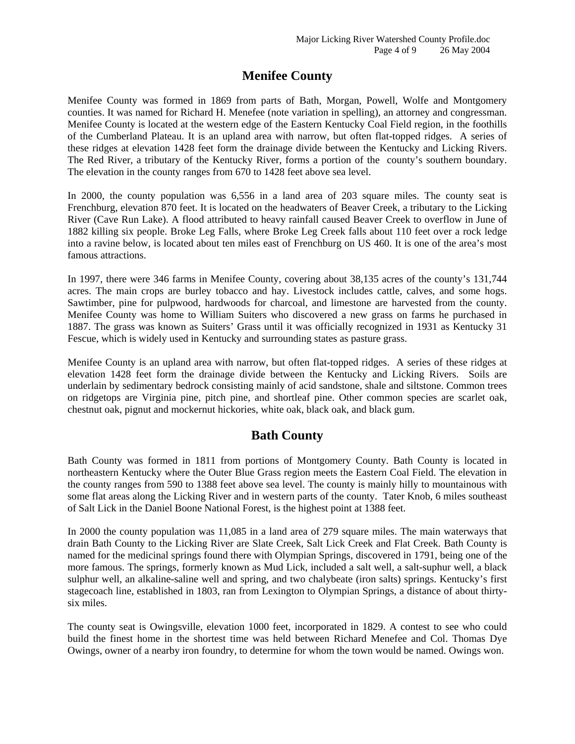## Menifee County

Menifee County was formed in 1869 from parts of Bath, Morgan, Powell, Wolfe and Montgomery counties. It was named for Richard H. Menefee (note variation in spelling), an attorney and congressman. Menifee County is located at the western edge of the Eastern Kentucky Coal Field region, in the foothills of the Cumberland Plateau. It is an upland area with narrow, but often flat-topped ridges. A series of these ridges at elevation 1428 feet form the drainage divide between the Kentucky and Licking Rivers. The Red River, a tributary of the Kentucky River, forms a portion of the county's southern boundary. The elevation in the county ranges from 670 to 1428 feet above sea level.

In 2000, the county population was 6,556 in a land area of 203 square miles. The county seat is Frenchburg, elevation 870 feet. It is located on the headwaters of Beaver Creek, a tributary to the Licking River (Cave Run Lake). A flood attributed to heavy rainfall caused Beaver Creek to overflow in June of 1882 killing six people. Broke Leg Falls, where Broke Leg Creek falls about 110 feet over a rock ledge into a ravine below, is located about ten miles east of Frenchburg on US 460. It is one of the area's most famous attractions.

In 1997, there were 346 farms in Menifee County, covering about 38,135 acres of the county's 131,744 acres. The main crops are burley tobacco and hay. Livestock includes cattle, calves, and some hogs. Sawtimber, pine for pulpwood, hardwoods for charcoal, and limestone are harvested from the county. Menifee County was home to William Suiters who discovered a new grass on farms he purchased in 1887. The grass was known as Suiters' Grass until it was officially recognized in 1931 as Kentucky 31 Fescue, which is widely used in Kentucky and surrounding states as pasture grass.

Menifee County is an upland area with narrow, but often flat-topped ridges. A series of these ridges at elevation 1428 feet form the drainage divide between the Kentucky and Licking Rivers. Soils are underlain by sedimentary bedrock consisting mainly of acid sandstone, shale and siltstone. Common trees on ridgetops are Virginia pine, pitch pine, and shortleaf pine. Other common species are scarlet oak, chestnut oak, pignut and mockernut hickories, white oak, black oak, and black gum.

## Bath County

Bath County was formed in 1811 from portions of Montgomery County. Bath County is located in northeastern Kentucky where the Outer Blue Grass region meets the Eastern Coal Field. The elevation in the county ranges from 590 to 1388 feet above sea level. The county is mainly hilly to mountainous with some flat areas along the Licking River and in western parts of the county. Tater Knob, 6 miles southeast of Salt Lick in the Daniel Boone National Forest, is the highest point at 1388 feet.

In 2000 the county population was 11,085 in a land area of 279 square miles. The main waterways that drain Bath County to the Licking River are Slate Creek, Salt Lick Creek and Flat Creek. Bath County is named for the medicinal springs found there with Olympian Springs, discovered in 1791, being one of the more famous. The springs, formerly known as Mud Lick, included a salt well, a salt-suphur well, a black sulphur well, an alkaline-saline well and spring, and two chalybeate (iron salts) springs. Kentucky's first stagecoach line, established in 1803, ran from Lexington to Olympian Springs, a distance of about thirty-six miles.

The county seat is Owingsville, elevation 1000 feet, incorporated in 1829. A contest to see who could build the finest home in the shortest time was held between Richard Menefee and Col. Thomas Dye Owings, owner of a nearby iron foundry, to determine for whom the town would be named. Owings won.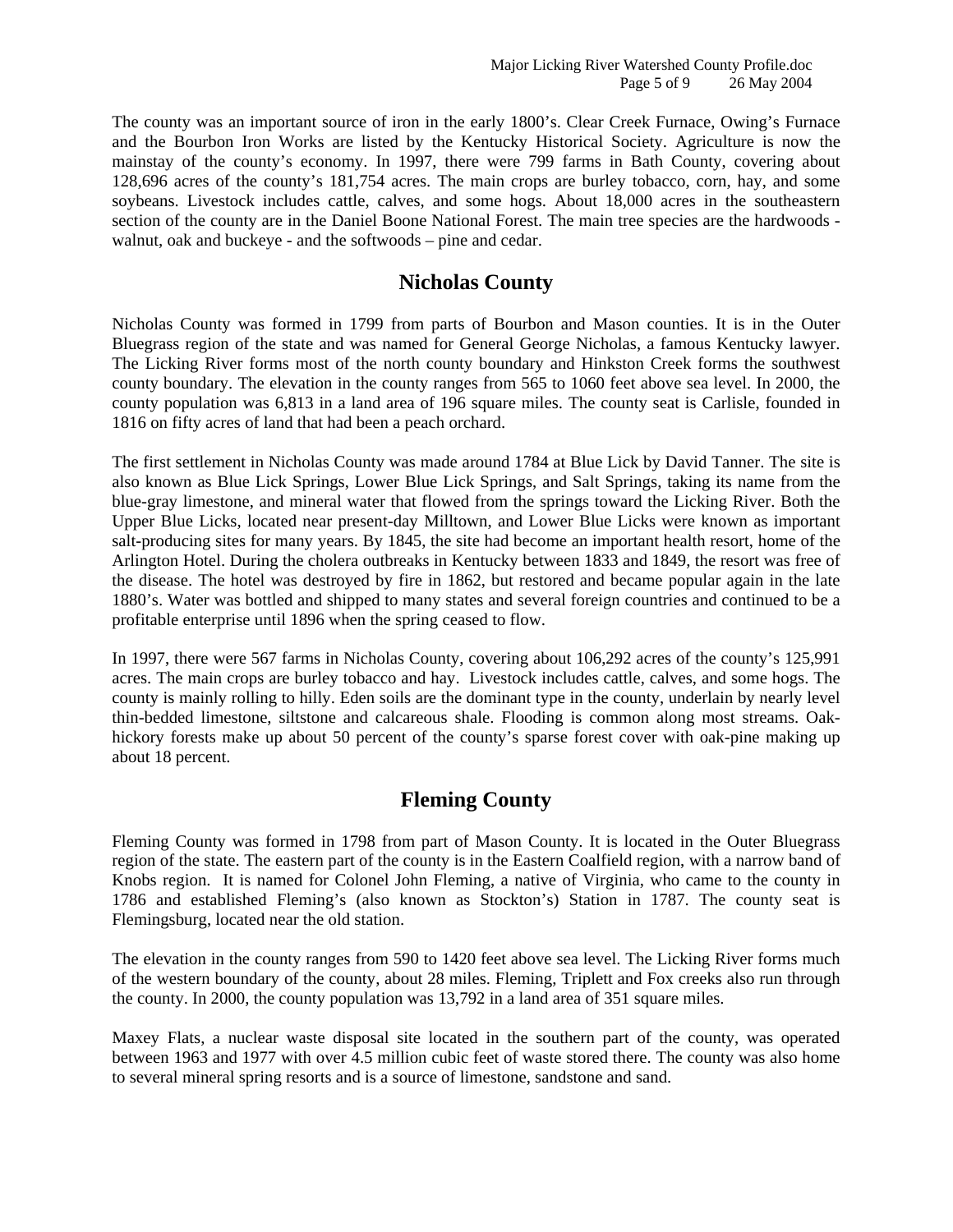The county was an important source of iron in the early 1800's. Clear Creek Furnace, Owing's Furnace and the Bourbon Iron Works are listed by the Kentucky Historical Society. Agriculture is now the mainstay of the county's economy. In 1997, there were 799 farms in Bath County, covering about 128,696 acres of the county's 181,754 acres. The main crops are burley tobacco, corn, hay, and some soybeans. Livestock includes cattle, calves, and some hogs. About 18,000 acres in the southeastern section of the county are in the Daniel Boone National Forest. The main tree species are the hardwoods - walnut, oak and buckeye - and the softwoods – pine and cedar.

## Nicholas County

Nicholas County was formed in 1799 from parts of Bourbon and Mason counties. It is in the Outer Bluegrass region of the state and was named for General George Nicholas, a famous Kentucky lawyer. The Licking River forms most of the north county boundary and Hinkston Creek forms the southwest county boundary. The elevation in the county ranges from 565 to 1060 feet above sea level. In 2000, the county population was 6,813 in a land area of 196 square miles. The county seat is Carlisle, founded in 1816 on fifty acres of land that had been a peach orchard.

The first settlement in Nicholas County was made around 1784 at Blue Lick by David Tanner. The site is also known as Blue Lick Springs, Lower Blue Lick Springs, and Salt Springs, taking its name from the blue-gray limestone, and mineral water that flowed from the springs toward the Licking River. Both the Upper Blue Licks, located near present-day Milltown, and Lower Blue Licks were known as important salt-producing sites for many years. By 1845, the site had become an important health resort, home of the Arlington Hotel. During the cholera outbreaks in Kentucky between 1833 and 1849, the resort was free of the disease. The hotel was destroyed by fire in 1862, but restored and became popular again in the late 1880's. Water was bottled and shipped to many states and several foreign countries and continued to be a profitable enterprise until 1896 when the spring ceased to flow.

In 1997, there were 567 farms in Nicholas County, covering about 106,292 acres of the county's 125,991 acres. The main crops are burley tobacco and hay. Livestock includes cattle, calves, and some hogs. The county is mainly rolling to hilly. Eden soils are the dominant type in the county, underlain by nearly level thin-bedded limestone, siltstone and calcareous shale. Flooding is common along most streams. Oak-hickory forests make up about 50 percent of the county's sparse forest cover with oak-pine making up about 18 percent.

## Fleming County

Fleming County was formed in 1798 from part of Mason County. It is located in the Outer Bluegrass region of the state. The eastern part of the county is in the Eastern Coalfield region, with a narrow band of Knobs region. It is named for Colonel John Fleming, a native of Virginia, who came to the county in 1786 and established Fleming's (also known as Stockton's) Station in 1787. The county seat is Flemingsburg, located near the old station.

The elevation in the county ranges from 590 to 1420 feet above sea level. The Licking River forms much of the western boundary of the county, about 28 miles. Fleming, Triplett and Fox creeks also run through the county. In 2000, the county population was 13,792 in a land area of 351 square miles.

Maxey Flats, a nuclear waste disposal site located in the southern part of the county, was operated between 1963 and 1977 with over 4.5 million cubic feet of waste stored there. The county was also home to several mineral spring resorts and is a source of limestone, sandstone and sand.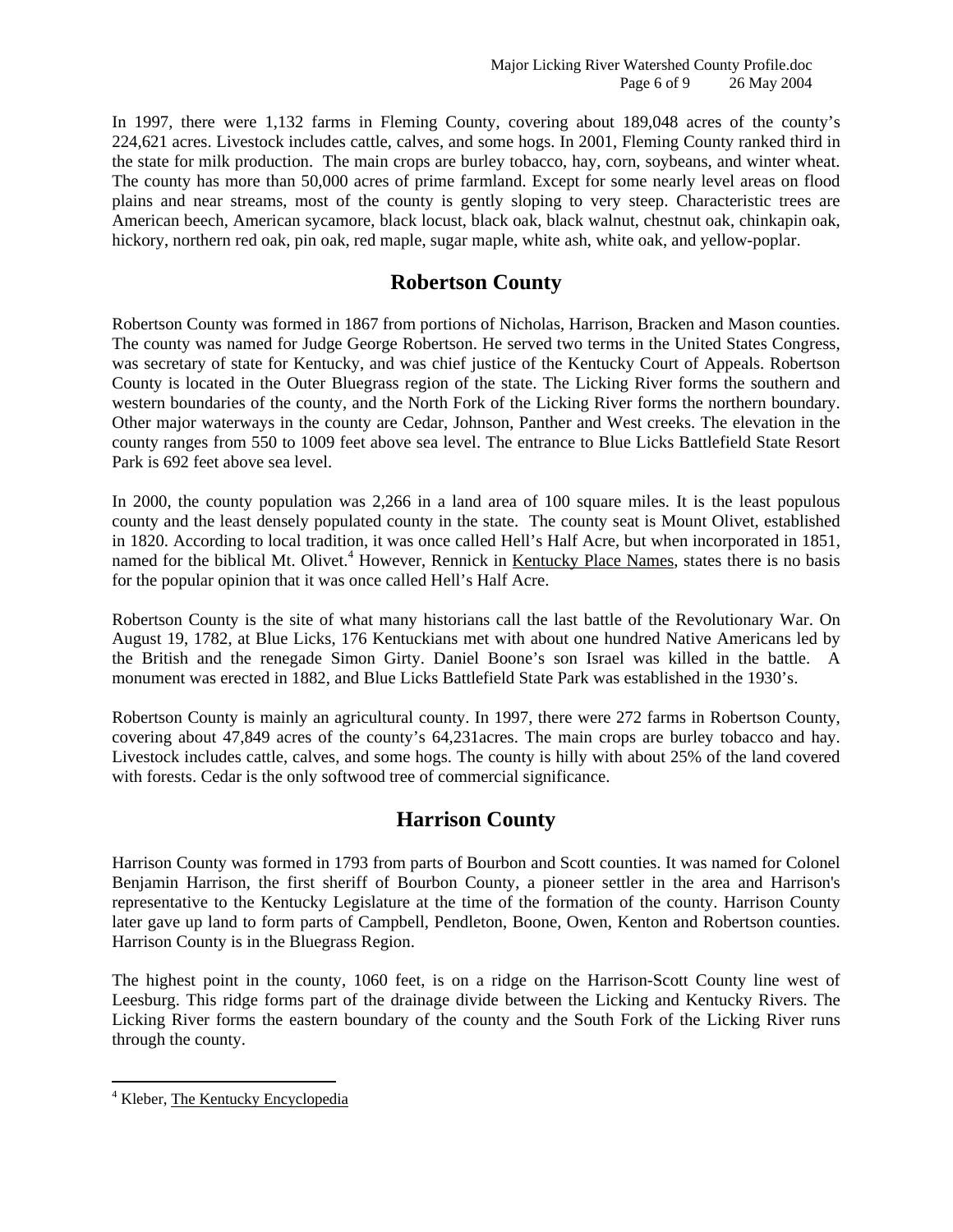In 1997, there were 1,132 farms in Fleming County, covering about 189,048 acres of the county's 224,621 acres. Livestock includes cattle, calves, and some hogs. In 2001, Fleming County ranked third in the state for milk production. The main crops are burley tobacco, hay, corn, soybeans, and winter wheat. The county has more than 50,000 acres of prime farmland. Except for some nearly level areas on flood plains and near streams, most of the county is gently sloping to very steep. Characteristic trees are American beech, American sycamore, black locust, black oak, black walnut, chestnut oak, chinkapin oak, hickory, northern red oak, pin oak, red maple, sugar maple, white ash, white oak, and yellow-poplar.

## Robertson County

Robertson County was formed in 1867 from portions of Nicholas, Harrison, Bracken and Mason counties. The county was named for Judge George Robertson. He served two terms in the United States Congress, was secretary of state for Kentucky, and was chief justice of the Kentucky Court of Appeals. Robertson County is located in the Outer Bluegrass region of the state. The Licking River forms the southern and western boundaries of the county, and the North Fork of the Licking River forms the northern boundary. Other major waterways in the county are Cedar, Johnson, Panther and West creeks. The elevation in the county ranges from 550 to 1009 feet above sea level. The entrance to Blue Licks Battlefield State Resort Park is 692 feet above sea level.

In 2000, the county population was 2,266 in a land area of 100 square miles. It is the least populous county and the least densely populated county in the state. The county seat is Mount Olivet, established in 1820. According to local tradition, it was once called Hell's Half Acre, but when incorporated in 1851, named for the biblical Mt. Olivet.[4] However, Rennick in Kentucky Place Names, states there is no basis for the popular opinion that it was once called Hell's Half Acre.

Robertson County is the site of what many historians call the last battle of the Revolutionary War. On August 19, 1782, at Blue Licks, 176 Kentuckians met with about one hundred Native Americans led by the British and the renegade Simon Girty. Daniel Boone's son Israel was killed in the battle. A monument was erected in 1882, and Blue Licks Battlefield State Park was established in the 1930's.

Robertson County is mainly an agricultural county. In 1997, there were 272 farms in Robertson County, covering about 47,849 acres of the county's 64,231acres. The main crops are burley tobacco and hay. Livestock includes cattle, calves, and some hogs. The county is hilly with about 25% of the land covered with forests. Cedar is the only softwood tree of commercial significance.

## Harrison County

Harrison County was formed in 1793 from parts of Bourbon and Scott counties. It was named for Colonel Benjamin Harrison, the first sheriff of Bourbon County, a pioneer settler in the area and Harrison's representative to the Kentucky Legislature at the time of the formation of the county. Harrison County later gave up land to form parts of Campbell, Pendleton, Boone, Owen, Kenton and Robertson counties. Harrison County is in the Bluegrass Region.

The highest point in the county, 1060 feet, is on a ridge on the Harrison-Scott County line west of Leesburg. This ridge forms part of the drainage divide between the Licking and Kentucky Rivers. The Licking River forms the eastern boundary of the county and the South Fork of the Licking River runs through the county.

---

[4] Kleber, The Kentucky Encyclopedia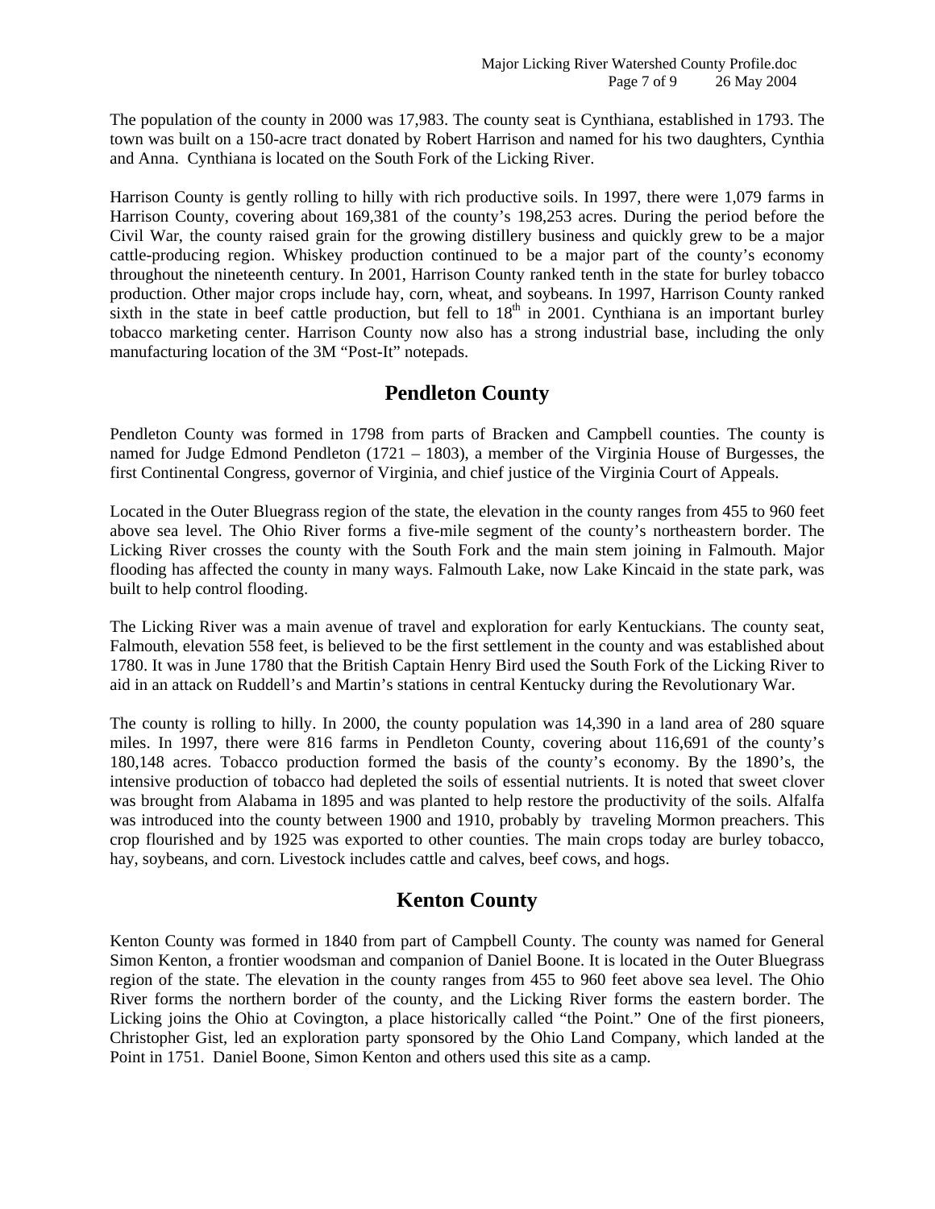The population of the county in 2000 was 17,983. The county seat is Cynthiana, established in 1793. The town was built on a 150-acre tract donated by Robert Harrison and named for his two daughters, Cynthia and Anna. Cynthiana is located on the South Fork of the Licking River.

Harrison County is gently rolling to hilly with rich productive soils. In 1997, there were 1,079 farms in Harrison County, covering about 169,381 of the county's 198,253 acres. During the period before the Civil War, the county raised grain for the growing distillery business and quickly grew to be a major cattle-producing region. Whiskey production continued to be a major part of the county's economy throughout the nineteenth century. In 2001, Harrison County ranked tenth in the state for burley tobacco production. Other major crops include hay, corn, wheat, and soybeans. In 1997, Harrison County ranked sixth in the state in beef cattle production, but fell to 18th in 2001. Cynthiana is an important burley tobacco marketing center. Harrison County now also has a strong industrial base, including the only manufacturing location of the 3M "Post-It" notepads.

## Pendleton County

Pendleton County was formed in 1798 from parts of Bracken and Campbell counties. The county is named for Judge Edmond Pendleton (1721 – 1803), a member of the Virginia House of Burgesses, the first Continental Congress, governor of Virginia, and chief justice of the Virginia Court of Appeals.

Located in the Outer Bluegrass region of the state, the elevation in the county ranges from 455 to 960 feet above sea level. The Ohio River forms a five-mile segment of the county's northeastern border. The Licking River crosses the county with the South Fork and the main stem joining in Falmouth. Major flooding has affected the county in many ways. Falmouth Lake, now Lake Kincaid in the state park, was built to help control flooding.

The Licking River was a main avenue of travel and exploration for early Kentuckians. The county seat, Falmouth, elevation 558 feet, is believed to be the first settlement in the county and was established about 1780. It was in June 1780 that the British Captain Henry Bird used the South Fork of the Licking River to aid in an attack on Ruddell's and Martin's stations in central Kentucky during the Revolutionary War.

The county is rolling to hilly. In 2000, the county population was 14,390 in a land area of 280 square miles. In 1997, there were 816 farms in Pendleton County, covering about 116,691 of the county's 180,148 acres. Tobacco production formed the basis of the county's economy. By the 1890's, the intensive production of tobacco had depleted the soils of essential nutrients. It is noted that sweet clover was brought from Alabama in 1895 and was planted to help restore the productivity of the soils. Alfalfa was introduced into the county between 1900 and 1910, probably by traveling Mormon preachers. This crop flourished and by 1925 was exported to other counties. The main crops today are burley tobacco, hay, soybeans, and corn. Livestock includes cattle and calves, beef cows, and hogs.

## Kenton County

Kenton County was formed in 1840 from part of Campbell County. The county was named for General Simon Kenton, a frontier woodsman and companion of Daniel Boone. It is located in the Outer Bluegrass region of the state. The elevation in the county ranges from 455 to 960 feet above sea level. The Ohio River forms the northern border of the county, and the Licking River forms the eastern border. The Licking joins the Ohio at Covington, a place historically called "the Point." One of the first pioneers, Christopher Gist, led an exploration party sponsored by the Ohio Land Company, which landed at the Point in 1751. Daniel Boone, Simon Kenton and others used this site as a camp.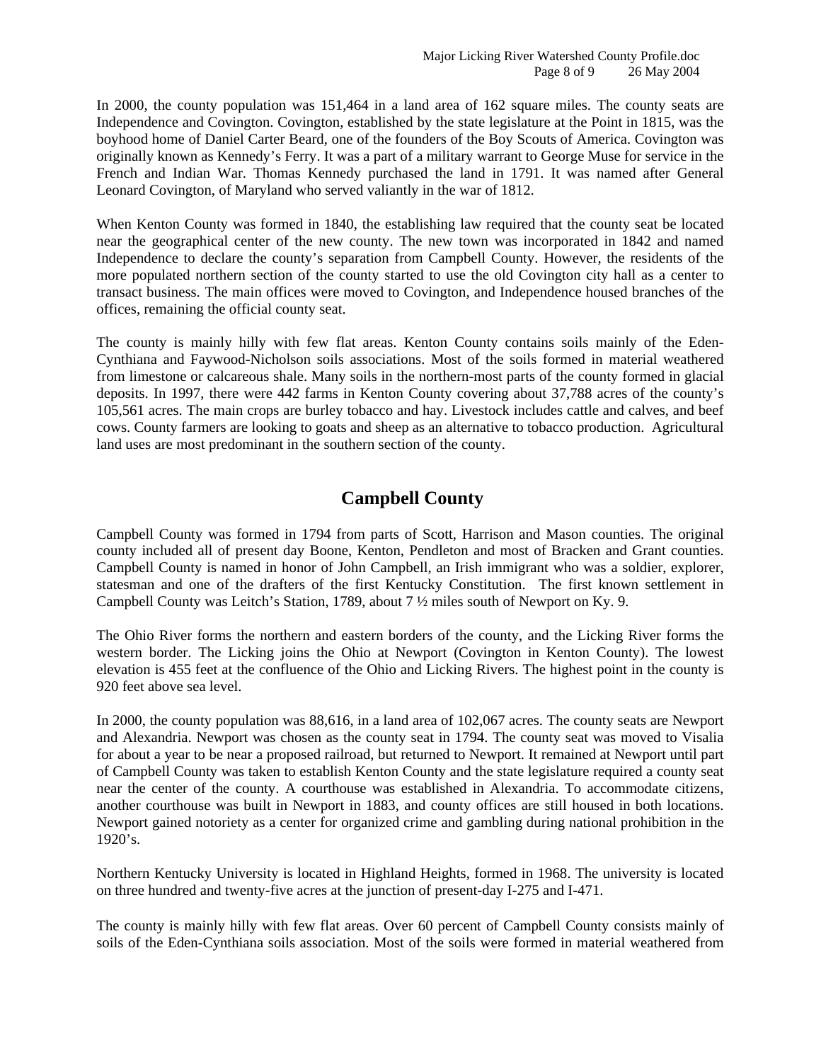In 2000, the county population was 151,464 in a land area of 162 square miles. The county seats are Independence and Covington. Covington, established by the state legislature at the Point in 1815, was the boyhood home of Daniel Carter Beard, one of the founders of the Boy Scouts of America. Covington was originally known as Kennedy's Ferry. It was a part of a military warrant to George Muse for service in the French and Indian War. Thomas Kennedy purchased the land in 1791. It was named after General Leonard Covington, of Maryland who served valiantly in the war of 1812.

When Kenton County was formed in 1840, the establishing law required that the county seat be located near the geographical center of the new county. The new town was incorporated in 1842 and named Independence to declare the county's separation from Campbell County. However, the residents of the more populated northern section of the county started to use the old Covington city hall as a center to transact business. The main offices were moved to Covington, and Independence housed branches of the offices, remaining the official county seat.

The county is mainly hilly with few flat areas. Kenton County contains soils mainly of the Eden-Cynthiana and Faywood-Nicholson soils associations. Most of the soils formed in material weathered from limestone or calcareous shale. Many soils in the northern-most parts of the county formed in glacial deposits. In 1997, there were 442 farms in Kenton County covering about 37,788 acres of the county's 105,561 acres. The main crops are burley tobacco and hay. Livestock includes cattle and calves, and beef cows. County farmers are looking to goats and sheep as an alternative to tobacco production. Agricultural land uses are most predominant in the southern section of the county.

## Campbell County

Campbell County was formed in 1794 from parts of Scott, Harrison and Mason counties. The original county included all of present day Boone, Kenton, Pendleton and most of Bracken and Grant counties. Campbell County is named in honor of John Campbell, an Irish immigrant who was a soldier, explorer, statesman and one of the drafters of the first Kentucky Constitution. The first known settlement in Campbell County was Leitch's Station, 1789, about 7 ½ miles south of Newport on Ky. 9.

The Ohio River forms the northern and eastern borders of the county, and the Licking River forms the western border. The Licking joins the Ohio at Newport (Covington in Kenton County). The lowest elevation is 455 feet at the confluence of the Ohio and Licking Rivers. The highest point in the county is 920 feet above sea level.

In 2000, the county population was 88,616, in a land area of 102,067 acres. The county seats are Newport and Alexandria. Newport was chosen as the county seat in 1794. The county seat was moved to Visalia for about a year to be near a proposed railroad, but returned to Newport. It remained at Newport until part of Campbell County was taken to establish Kenton County and the state legislature required a county seat near the center of the county. A courthouse was established in Alexandria. To accommodate citizens, another courthouse was built in Newport in 1883, and county offices are still housed in both locations. Newport gained notoriety as a center for organized crime and gambling during national prohibition in the 1920's.

Northern Kentucky University is located in Highland Heights, formed in 1968. The university is located on three hundred and twenty-five acres at the junction of present-day I-275 and I-471.

The county is mainly hilly with few flat areas. Over 60 percent of Campbell County consists mainly of soils of the Eden-Cynthiana soils association. Most of the soils were formed in material weathered from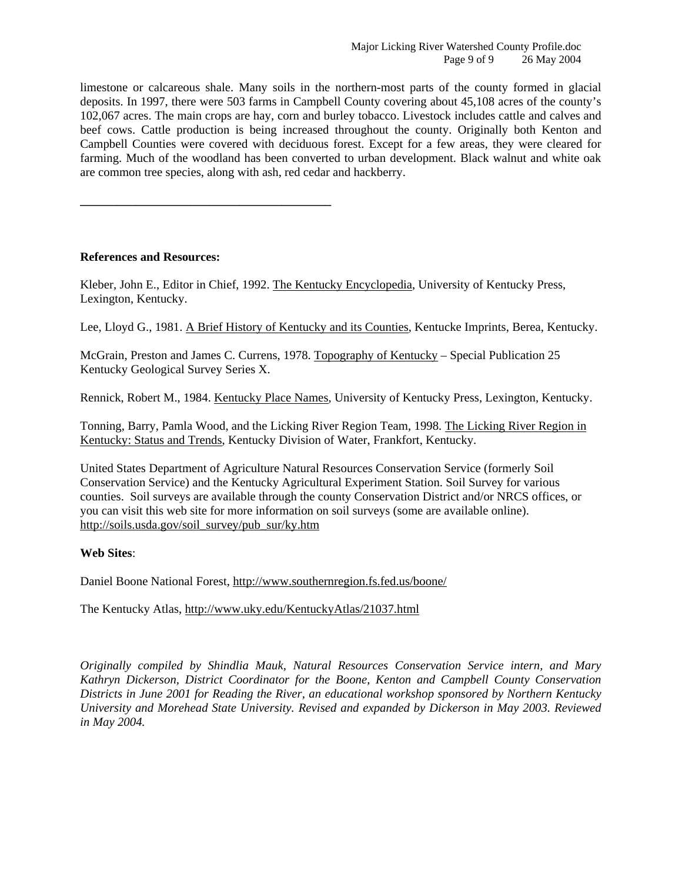limestone or calcareous shale. Many soils in the northern-most parts of the county formed in glacial deposits. In 1997, there were 503 farms in Campbell County covering about 45,108 acres of the county's 102,067 acres. The main crops are hay, corn and burley tobacco. Livestock includes cattle and calves and beef cows. Cattle production is being increased throughout the county. Originally both Kenton and Campbell Counties were covered with deciduous forest. Except for a few areas, they were cleared for farming. Much of the woodland has been converted to urban development. Black walnut and white oak are common tree species, along with ash, red cedar and hackberry.

---

**References and Resources:**

Kleber, John E., Editor in Chief, 1992. The Kentucky Encyclopedia, University of Kentucky Press, Lexington, Kentucky.

Lee, Lloyd G., 1981. A Brief History of Kentucky and its Counties, Kentucke Imprints, Berea, Kentucky.

McGrain, Preston and James C. Currens, 1978. Topography of Kentucky – Special Publication 25 Kentucky Geological Survey Series X.

Rennick, Robert M., 1984. Kentucky Place Names, University of Kentucky Press, Lexington, Kentucky.

Tonning, Barry, Pamla Wood, and the Licking River Region Team, 1998. The Licking River Region in Kentucky: Status and Trends, Kentucky Division of Water, Frankfort, Kentucky.

United States Department of Agriculture Natural Resources Conservation Service (formerly Soil Conservation Service) and the Kentucky Agricultural Experiment Station. Soil Survey for various counties. Soil surveys are available through the county Conservation District and/or NRCS offices, or you can visit this web site for more information on soil surveys (some are available online). http://soils.usda.gov/soil_survey/pub_sur/ky.htm

**Web Sites**:

Daniel Boone National Forest, http://www.southernregion.fs.fed.us/boone/

The Kentucky Atlas, http://www.uky.edu/KentuckyAtlas/21037.html

*Originally compiled by Shindlia Mauk, Natural Resources Conservation Service intern, and Mary Kathryn Dickerson, District Coordinator for the Boone, Kenton and Campbell County Conservation Districts in June 2001 for Reading the River, an educational workshop sponsored by Northern Kentucky University and Morehead State University. Revised and expanded by Dickerson in May 2003. Reviewed in May 2004.*